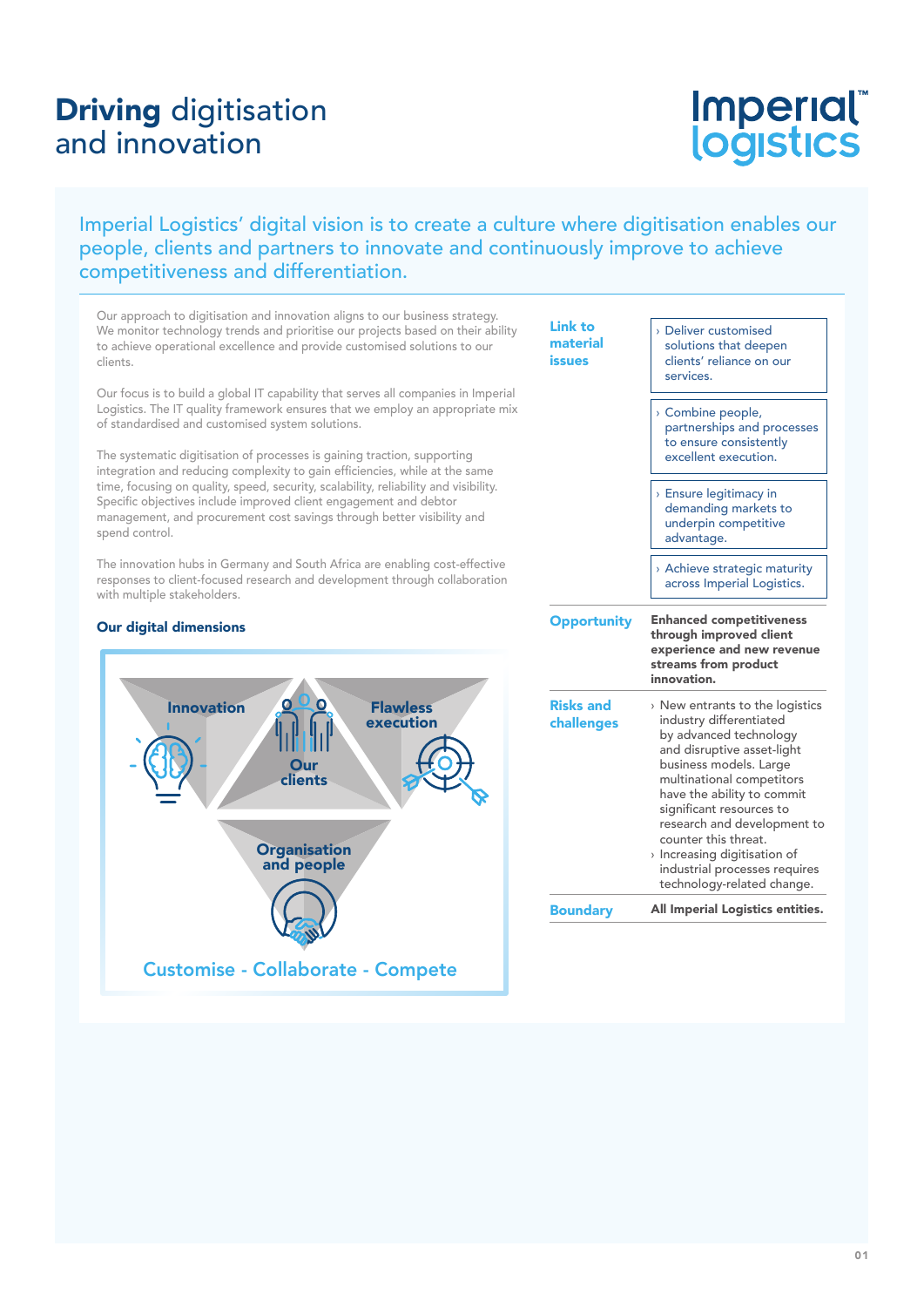# **Driving** digitisation and innovation

Imperial Logistics' digital vision is to create a culture where digitisation enables our people, clients and partners to innovate and continuously improve to achieve competitiveness and differentiation.

Our approach to digitisation and innovation aligns to our business strategy. We monitor technology trends and prioritise our projects based on their ability to achieve operational excellence and provide customised solutions to our clients.

Our focus is to build a global IT capability that serves all companies in Imperial Logistics. The IT quality framework ensures that we employ an appropriate mix of standardised and customised system solutions.

The systematic digitisation of processes is gaining traction, supporting integration and reducing complexity to gain efficiencies, while at the same time, focusing on quality, speed, security, scalability, reliability and visibility. Specific objectives include improved client engagement and debtor management, and procurement cost savings through better visibility and spend control.

The innovation hubs in Germany and South Africa are enabling cost-effective responses to client-focused research and development through collaboration with multiple stakeholders.

### Our digital dimensions

Innovation — Our clients — Flawless execution — Organisation and people

Customise - Collaborate - Compete

| | |
|---|---|
| **Link to material issues** | › Deliver customised solutions that deepen clients' reliance on our services.<br>› Combine people, partnerships and processes to ensure consistently excellent execution.<br>› Ensure legitimacy in demanding markets to underpin competitive advantage.<br>› Achieve strategic maturity across Imperial Logistics. |
| **Opportunity** | **Enhanced competitiveness through improved client experience and new revenue streams from product innovation.** |
| **Risks and challenges** | › New entrants to the logistics industry differentiated by advanced technology and disruptive asset-light business models. Large multinational competitors have the ability to commit significant resources to research and development to counter this threat.<br>› Increasing digitisation of industrial processes requires technology-related change. |
| **Boundary** | **All Imperial Logistics entities.** |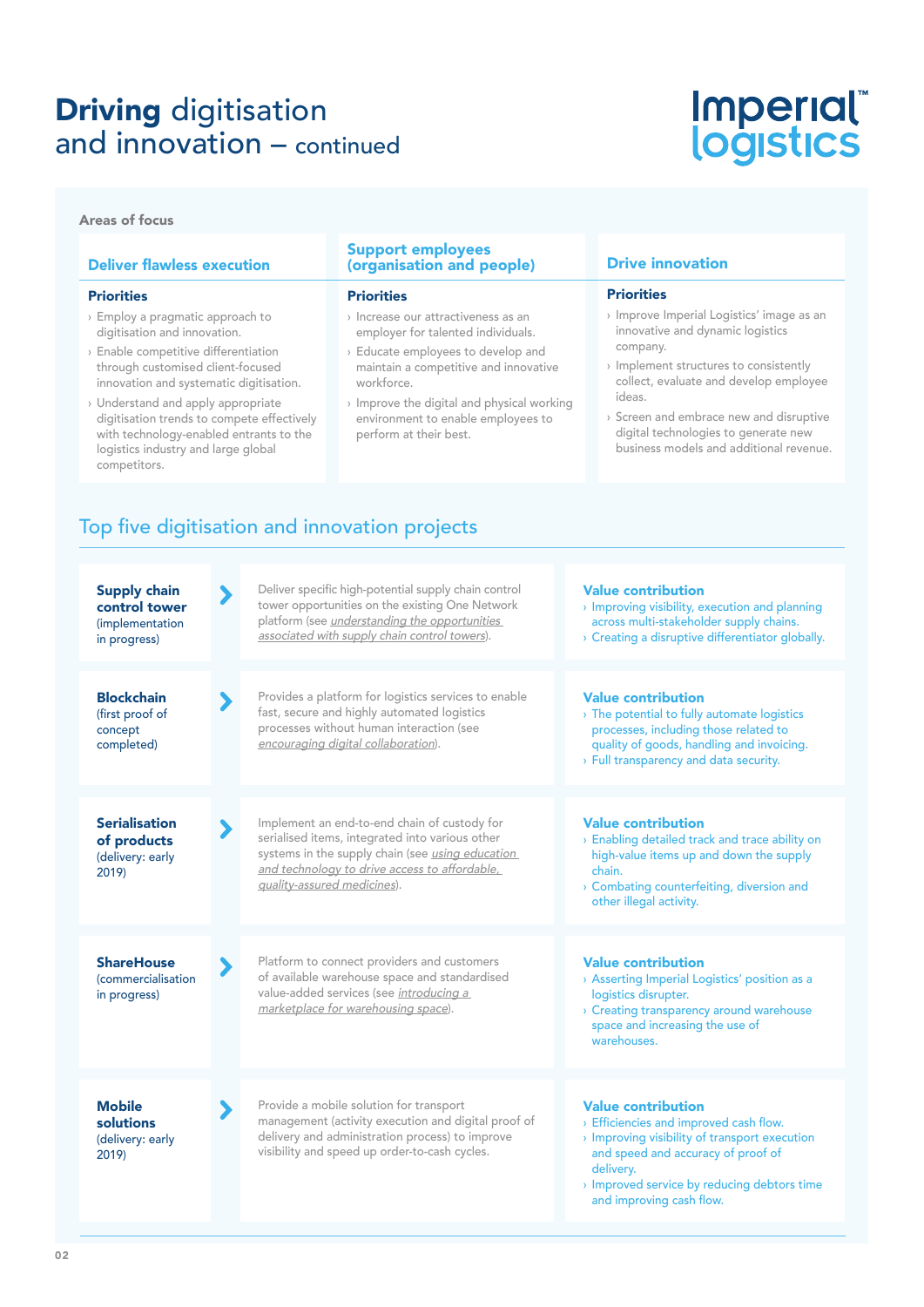# **Driving** digitisation and innovation – continued

Imperial™ logistics

**Areas of focus**

## Deliver flawless execution

### Priorities

- Employ a pragmatic approach to digitisation and innovation.
- Enable competitive differentiation through customised client-focused innovation and systematic digitisation.
- Understand and apply appropriate digitisation trends to compete effectively with technology-enabled entrants to the logistics industry and large global competitors.

## Support employees (organisation and people)

### Priorities

- Increase our attractiveness as an employer for talented individuals.
- Educate employees to develop and maintain a competitive and innovative workforce.
- Improve the digital and physical working environment to enable employees to perform at their best.

## Drive innovation

### Priorities

- Improve Imperial Logistics' image as an innovative and dynamic logistics company.
- Implement structures to consistently collect, evaluate and develop employee ideas.
- Screen and embrace new and disruptive digital technologies to generate new business models and additional revenue.

## Top five digitisation and innovation projects

**Supply chain control tower** (implementation in progress)

Deliver specific high-potential supply chain control tower opportunities on the existing One Network platform (see *understanding the opportunities associated with supply chain control towers*).

**Value contribution**
- Improving visibility, execution and planning across multi-stakeholder supply chains.
- Creating a disruptive differentiator globally.

**Blockchain** (first proof of concept completed)

Provides a platform for logistics services to enable fast, secure and highly automated logistics processes without human interaction (see *encouraging digital collaboration*).

**Value contribution**
- The potential to fully automate logistics processes, including those related to quality of goods, handling and invoicing.
- Full transparency and data security.

**Serialisation of products** (delivery: early 2019)

Implement an end-to-end chain of custody for serialised items, integrated into various other systems in the supply chain (see *using education and technology to drive access to affordable, quality-assured medicines*).

**Value contribution**
- Enabling detailed track and trace ability on high-value items up and down the supply chain.
- Combating counterfeiting, diversion and other illegal activity.

**ShareHouse** (commercialisation in progress)

Platform to connect providers and customers of available warehouse space and standardised value-added services (see *introducing a marketplace for warehousing space*).

**Value contribution**
- Asserting Imperial Logistics' position as a logistics disrupter.
- Creating transparency around warehouse space and increasing the use of warehouses.

**Mobile solutions** (delivery: early 2019)

Provide a mobile solution for transport management (activity execution and digital proof of delivery and administration process) to improve visibility and speed up order-to-cash cycles.

**Value contribution**
- Efficiencies and improved cash flow.
- Improving visibility of transport execution and speed and accuracy of proof of delivery.
- Improved service by reducing debtors time and improving cash flow.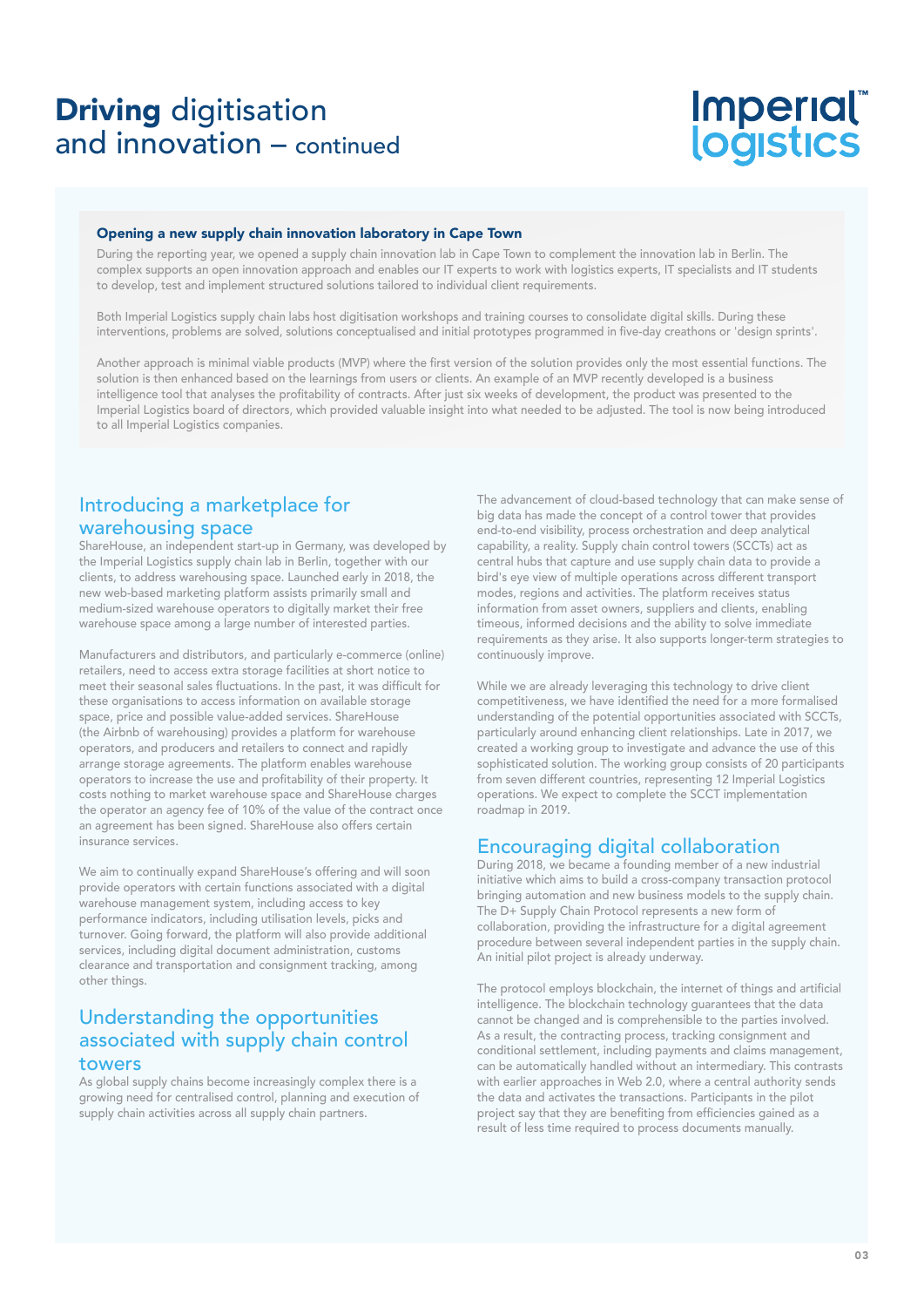# **Driving** digitisation and innovation – continued

### **Opening a new supply chain innovation laboratory in Cape Town**

During the reporting year, we opened a supply chain innovation lab in Cape Town to complement the innovation lab in Berlin. The complex supports an open innovation approach and enables our IT experts to work with logistics experts, IT specialists and IT students to develop, test and implement structured solutions tailored to individual client requirements.

Both Imperial Logistics supply chain labs host digitisation workshops and training courses to consolidate digital skills. During these interventions, problems are solved, solutions conceptualised and initial prototypes programmed in five-day creathons or 'design sprints'.

Another approach is minimal viable products (MVP) where the first version of the solution provides only the most essential functions. The solution is then enhanced based on the learnings from users or clients. An example of an MVP recently developed is a business intelligence tool that analyses the profitability of contracts. After just six weeks of development, the product was presented to the Imperial Logistics board of directors, which provided valuable insight into what needed to be adjusted. The tool is now being introduced to all Imperial Logistics companies.

## Introducing a marketplace for warehousing space

ShareHouse, an independent start-up in Germany, was developed by the Imperial Logistics supply chain lab in Berlin, together with our clients, to address warehousing space. Launched early in 2018, the new web-based marketing platform assists primarily small and medium-sized warehouse operators to digitally market their free warehouse space among a large number of interested parties.

Manufacturers and distributors, and particularly e-commerce (online) retailers, need to access extra storage facilities at short notice to meet their seasonal sales fluctuations. In the past, it was difficult for these organisations to access information on available storage space, price and possible value-added services. ShareHouse (the Airbnb of warehousing) provides a platform for warehouse operators, and producers and retailers to connect and rapidly arrange storage agreements. The platform enables warehouse operators to increase the use and profitability of their property. It costs nothing to market warehouse space and ShareHouse charges the operator an agency fee of 10% of the value of the contract once an agreement has been signed. ShareHouse also offers certain insurance services.

We aim to continually expand ShareHouse's offering and will soon provide operators with certain functions associated with a digital warehouse management system, including access to key performance indicators, including utilisation levels, picks and turnover. Going forward, the platform will also provide additional services, including digital document administration, customs clearance and transportation and consignment tracking, among other things.

## Understanding the opportunities associated with supply chain control towers

As global supply chains become increasingly complex there is a growing need for centralised control, planning and execution of supply chain activities across all supply chain partners.

The advancement of cloud-based technology that can make sense of big data has made the concept of a control tower that provides end-to-end visibility, process orchestration and deep analytical capability, a reality. Supply chain control towers (SCCTs) act as central hubs that capture and use supply chain data to provide a bird's eye view of multiple operations across different transport modes, regions and activities. The platform receives status information from asset owners, suppliers and clients, enabling timeous, informed decisions and the ability to solve immediate requirements as they arise. It also supports longer-term strategies to continuously improve.

While we are already leveraging this technology to drive client competitiveness, we have identified the need for a more formalised understanding of the potential opportunities associated with SCCTs, particularly around enhancing client relationships. Late in 2017, we created a working group to investigate and advance the use of this sophisticated solution. The working group consists of of 20 participants from seven different countries, representing 12 Imperial Logistics operations. We expect to complete the SCCT implementation roadmap in 2019.

## Encouraging digital collaboration

During 2018, we became a founding member of a new industrial initiative which aims to build a cross-company transaction protocol bringing automation and new business models to the supply chain. The D+ Supply Chain Protocol represents a new form of collaboration, providing the infrastructure for a digital agreement procedure between several independent parties in the supply chain. An initial pilot project is already underway.

The protocol employs blockchain, the internet of things and artificial intelligence. The blockchain technology guarantees that the data cannot be changed and is comprehensible to the parties involved. As a result, the contracting process, tracking consignment and conditional settlement, including payments and claims management, can be automatically handled without an intermediary. This contrasts with earlier approaches in Web 2.0, where a central authority sends the data and activates the transactions. Participants in the pilot project say that they are benefiting from efficiencies gained as a result of less time required to process documents manually.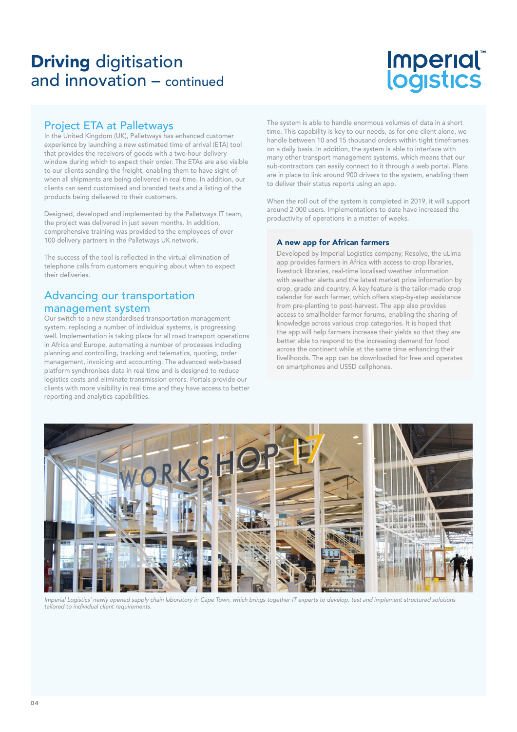# **Driving** digitisation and innovation – continued

## Project ETA at Palletways

In the United Kingdom (UK), Palletways has enhanced customer experience by launching a new estimated time of arrival (ETA) tool that provides the receivers of goods with a two-hour delivery window during which to expect their order. The ETAs are also visible to our clients sending the freight, enabling them to have sight of when all shipments are being delivered in real time. In addition, our clients can send customised and branded texts and a listing of the products being delivered to their customers.

Designed, developed and implemented by the Palletways IT team, the project was delivered in just seven months. In addition, comprehensive training was provided to the employees of over 100 delivery partners in the Palletways UK network.

The success of the tool is reflected in the virtual elimination of telephone calls from customers enquiring about when to expect their deliveries.

## Advancing our transportation management system

Our switch to a new standardised transportation management system, replacing a number of individual systems, is progressing well. Implementation is taking place for all road transport operations in Africa and Europe, automating a number of processes including planning and controlling, tracking and telematics, quoting, order management, invoicing and accounting. The advanced web-based platform synchronises data in real time and is designed to reduce logistics costs and eliminate transmission errors. Portals provide our clients with more visibility in real time and they have access to better reporting and analytics capabilities.

The system is able to handle enormous volumes of data in a short time. This capability is key to our needs, as for one client alone, we handle between 10 and 15 thousand orders within tight timeframes on a daily basis. In addition, the system is able to interface with many other transport management systems, which means that our sub-contractors can easily connect to it through a web portal. Plans are in place to link around 900 drivers to the system, enabling them to deliver their status reports using an app.

When the roll out of the system is completed in 2019, it will support around 2 000 users. Implementations to date have increased the productivity of operations in a matter of weeks.

### A new app for African farmers

Developed by Imperial Logistics company, Resolve, the uLima app provides farmers in Africa with access to crop libraries, livestock libraries, real-time localised weather information with weather alerts and the latest market price information by crop, grade and country. A key feature is the tailor-made crop calendar for each farmer, which offers step-by-step assistance from pre-planting to post-harvest. The app also provides access to smallholder farmer forums, enabling the sharing of knowledge across various crop categories. It is hoped that the app will help farmers increase their yields so that they are better able to respond to the increasing demand for food across the continent while at the same time enhancing their livelihoods. The app can be downloaded for free and operates on smartphones and USSD cellphones.

*Imperial Logistics' newly opened supply chain laboratory in Cape Town, which brings together IT experts to develop, test and implement structured solutions tailored to individual client requirements.*